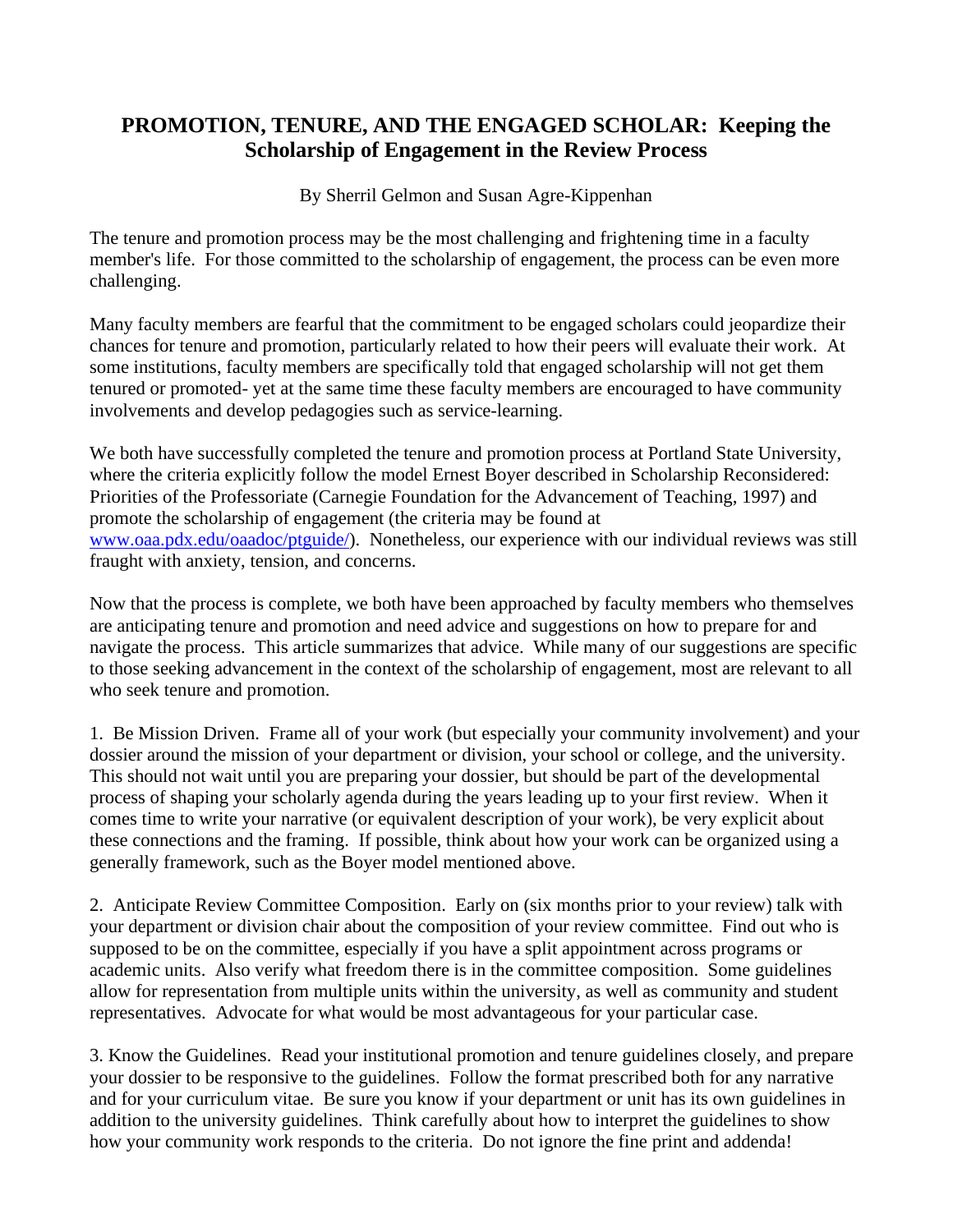# PROMOTION, TENURE, AND THE ENGAGED SCHOLAR: Keeping the Scholarship of Engagement in the Review Process

By Sherril Gelmon and Susan Agre-Kippenhan

The tenure and promotion process may be the most challenging and frightening time in a faculty member's life. For those committed to the scholarship of engagement, the process can be even more challenging.

Many faculty members are fearful that the commitment to be engaged scholars could jeopardize their chances for tenure and promotion, particularly related to how their peers will evaluate their work. At some institutions, faculty members are specifically told that engaged scholarship will not get them tenured or promoted- yet at the same time these faculty members are encouraged to have community involvements and develop pedagogies such as service-learning.

We both have successfully completed the tenure and promotion process at Portland State University, where the criteria explicitly follow the model Ernest Boyer described in Scholarship Reconsidered: Priorities of the Professoriate (Carnegie Foundation for the Advancement of Teaching, 1997) and promote the scholarship of engagement (the criteria may be found at www.oaa.pdx.edu/oaadoc/ptguide/). Nonetheless, our experience with our individual reviews was still fraught with anxiety, tension, and concerns.

Now that the process is complete, we both have been approached by faculty members who themselves are anticipating tenure and promotion and need advice and suggestions on how to prepare for and navigate the process. This article summarizes that advice. While many of our suggestions are specific to those seeking advancement in the context of the scholarship of engagement, most are relevant to all who seek tenure and promotion.

1. Be Mission Driven. Frame all of your work (but especially your community involvement) and your dossier around the mission of your department or division, your school or college, and the university. This should not wait until you are preparing your dossier, but should be part of the developmental process of shaping your scholarly agenda during the years leading up to your first review. When it comes time to write your narrative (or equivalent description of your work), be very explicit about these connections and the framing. If possible, think about how your work can be organized using a generally framework, such as the Boyer model mentioned above.

2. Anticipate Review Committee Composition. Early on (six months prior to your review) talk with your department or division chair about the composition of your review committee. Find out who is supposed to be on the committee, especially if you have a split appointment across programs or academic units. Also verify what freedom there is in the committee composition. Some guidelines allow for representation from multiple units within the university, as well as community and student representatives. Advocate for what would be most advantageous for your particular case.

3. Know the Guidelines. Read your institutional promotion and tenure guidelines closely, and prepare your dossier to be responsive to the guidelines. Follow the format prescribed both for any narrative and for your curriculum vitae. Be sure you know if your department or unit has its own guidelines in addition to the university guidelines. Think carefully about how to interpret the guidelines to show how your community work responds to the criteria. Do not ignore the fine print and addenda!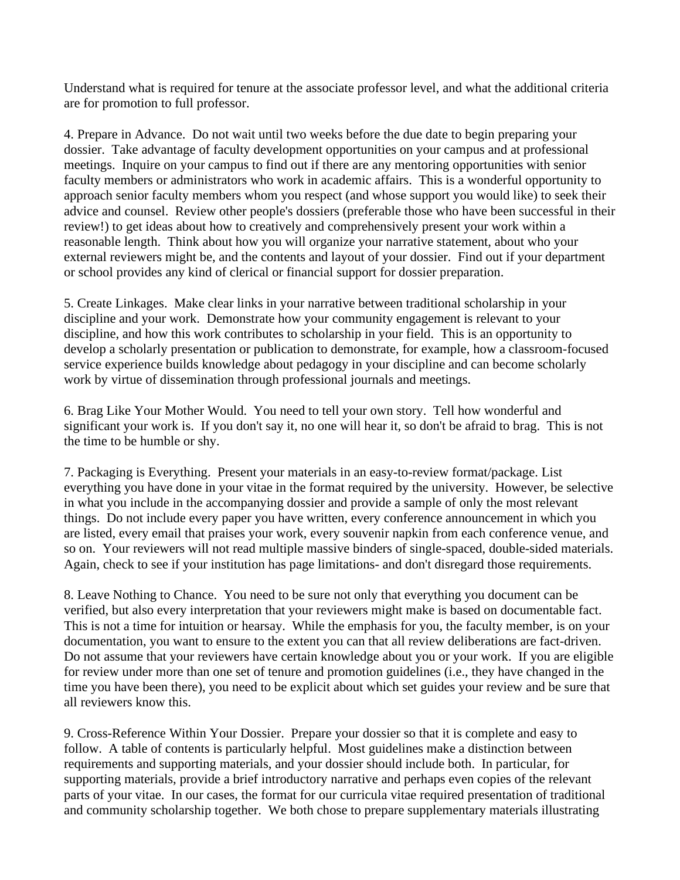Understand what is required for tenure at the associate professor level, and what the additional criteria are for promotion to full professor.

4. Prepare in Advance. Do not wait until two weeks before the due date to begin preparing your dossier. Take advantage of faculty development opportunities on your campus and at professional meetings. Inquire on your campus to find out if there are any mentoring opportunities with senior faculty members or administrators who work in academic affairs. This is a wonderful opportunity to approach senior faculty members whom you respect (and whose support you would like) to seek their advice and counsel. Review other people's dossiers (preferable those who have been successful in their review!) to get ideas about how to creatively and comprehensively present your work within a reasonable length. Think about how you will organize your narrative statement, about who your external reviewers might be, and the contents and layout of your dossier. Find out if your department or school provides any kind of clerical or financial support for dossier preparation.

5. Create Linkages. Make clear links in your narrative between traditional scholarship in your discipline and your work. Demonstrate how your community engagement is relevant to your discipline, and how this work contributes to scholarship in your field. This is an opportunity to develop a scholarly presentation or publication to demonstrate, for example, how a classroom-focused service experience builds knowledge about pedagogy in your discipline and can become scholarly work by virtue of dissemination through professional journals and meetings.

6. Brag Like Your Mother Would. You need to tell your own story. Tell how wonderful and significant your work is. If you don't say it, no one will hear it, so don't be afraid to brag. This is not the time to be humble or shy.

7. Packaging is Everything. Present your materials in an easy-to-review format/package. List everything you have done in your vitae in the format required by the university. However, be selective in what you include in the accompanying dossier and provide a sample of only the most relevant things. Do not include every paper you have written, every conference announcement in which you are listed, every email that praises your work, every souvenir napkin from each conference venue, and so on. Your reviewers will not read multiple massive binders of single-spaced, double-sided materials. Again, check to see if your institution has page limitations- and don't disregard those requirements.

8. Leave Nothing to Chance. You need to be sure not only that everything you document can be verified, but also every interpretation that your reviewers might make is based on documentable fact. This is not a time for intuition or hearsay. While the emphasis for you, the faculty member, is on your documentation, you want to ensure to the extent you can that all review deliberations are fact-driven. Do not assume that your reviewers have certain knowledge about you or your work. If you are eligible for review under more than one set of tenure and promotion guidelines (i.e., they have changed in the time you have been there), you need to be explicit about which set guides your review and be sure that all reviewers know this.

9. Cross-Reference Within Your Dossier. Prepare your dossier so that it is complete and easy to follow. A table of contents is particularly helpful. Most guidelines make a distinction between requirements and supporting materials, and your dossier should include both. In particular, for supporting materials, provide a brief introductory narrative and perhaps even copies of the relevant parts of your vitae. In our cases, the format for our curricula vitae required presentation of traditional and community scholarship together. We both chose to prepare supplementary materials illustrating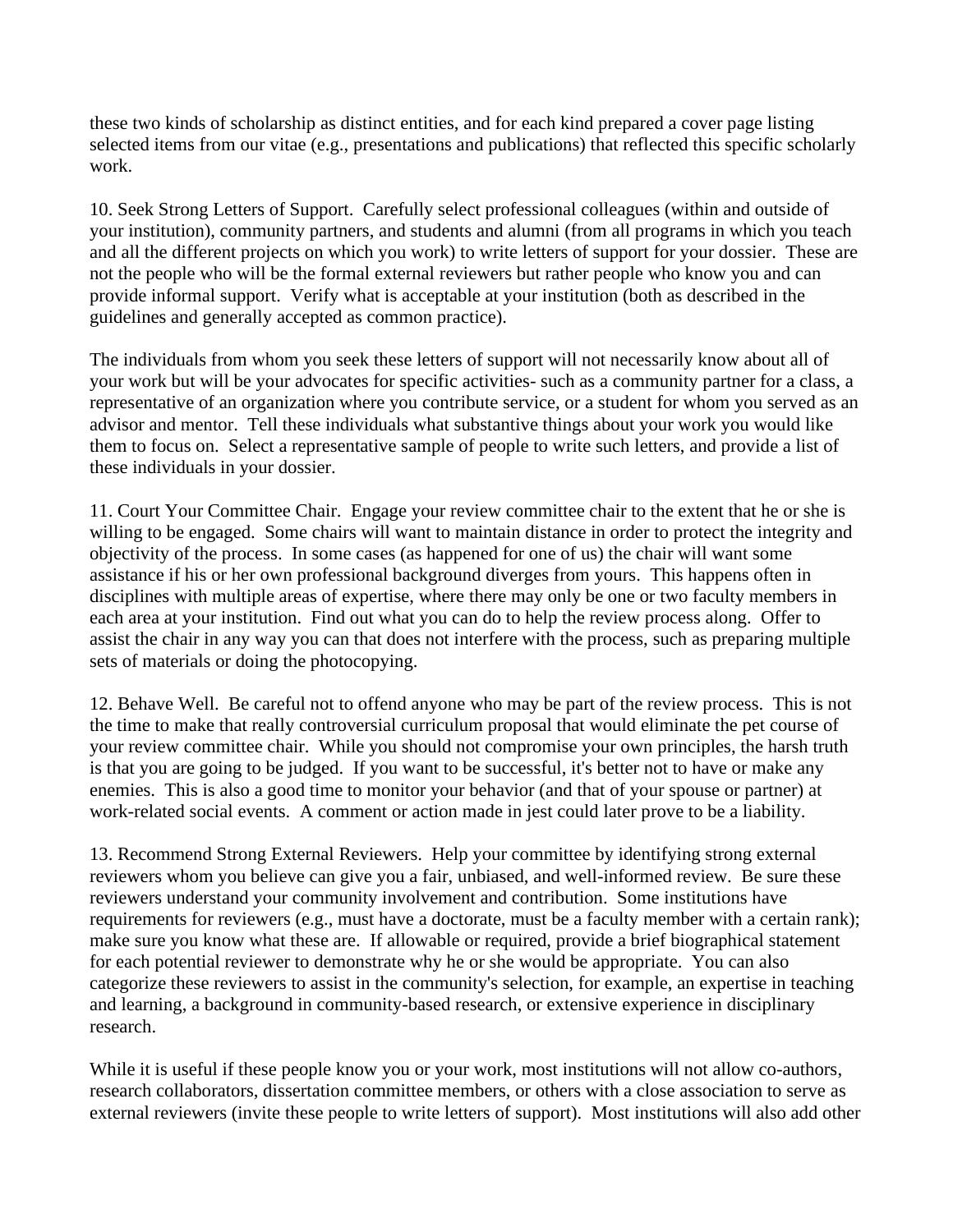these two kinds of scholarship as distinct entities, and for each kind prepared a cover page listing selected items from our vitae (e.g., presentations and publications) that reflected this specific scholarly work.

10. Seek Strong Letters of Support. Carefully select professional colleagues (within and outside of your institution), community partners, and students and alumni (from all programs in which you teach and all the different projects on which you work) to write letters of support for your dossier. These are not the people who will be the formal external reviewers but rather people who know you and can provide informal support. Verify what is acceptable at your institution (both as described in the guidelines and generally accepted as common practice).

The individuals from whom you seek these letters of support will not necessarily know about all of your work but will be your advocates for specific activities- such as a community partner for a class, a representative of an organization where you contribute service, or a student for whom you served as an advisor and mentor. Tell these individuals what substantive things about your work you would like them to focus on. Select a representative sample of people to write such letters, and provide a list of these individuals in your dossier.

11. Court Your Committee Chair. Engage your review committee chair to the extent that he or she is willing to be engaged. Some chairs will want to maintain distance in order to protect the integrity and objectivity of the process. In some cases (as happened for one of us) the chair will want some assistance if his or her own professional background diverges from yours. This happens often in disciplines with multiple areas of expertise, where there may only be one or two faculty members in each area at your institution. Find out what you can do to help the review process along. Offer to assist the chair in any way you can that does not interfere with the process, such as preparing multiple sets of materials or doing the photocopying.

12. Behave Well. Be careful not to offend anyone who may be part of the review process. This is not the time to make that really controversial curriculum proposal that would eliminate the pet course of your review committee chair. While you should not compromise your own principles, the harsh truth is that you are going to be judged. If you want to be successful, it's better not to have or make any enemies. This is also a good time to monitor your behavior (and that of your spouse or partner) at work-related social events. A comment or action made in jest could later prove to be a liability.

13. Recommend Strong External Reviewers. Help your committee by identifying strong external reviewers whom you believe can give you a fair, unbiased, and well-informed review. Be sure these reviewers understand your community involvement and contribution. Some institutions have requirements for reviewers (e.g., must have a doctorate, must be a faculty member with a certain rank); make sure you know what these are. If allowable or required, provide a brief biographical statement for each potential reviewer to demonstrate why he or she would be appropriate. You can also categorize these reviewers to assist in the community's selection, for example, an expertise in teaching and learning, a background in community-based research, or extensive experience in disciplinary research.

While it is useful if these people know you or your work, most institutions will not allow co-authors, research collaborators, dissertation committee members, or others with a close association to serve as external reviewers (invite these people to write letters of support). Most institutions will also add other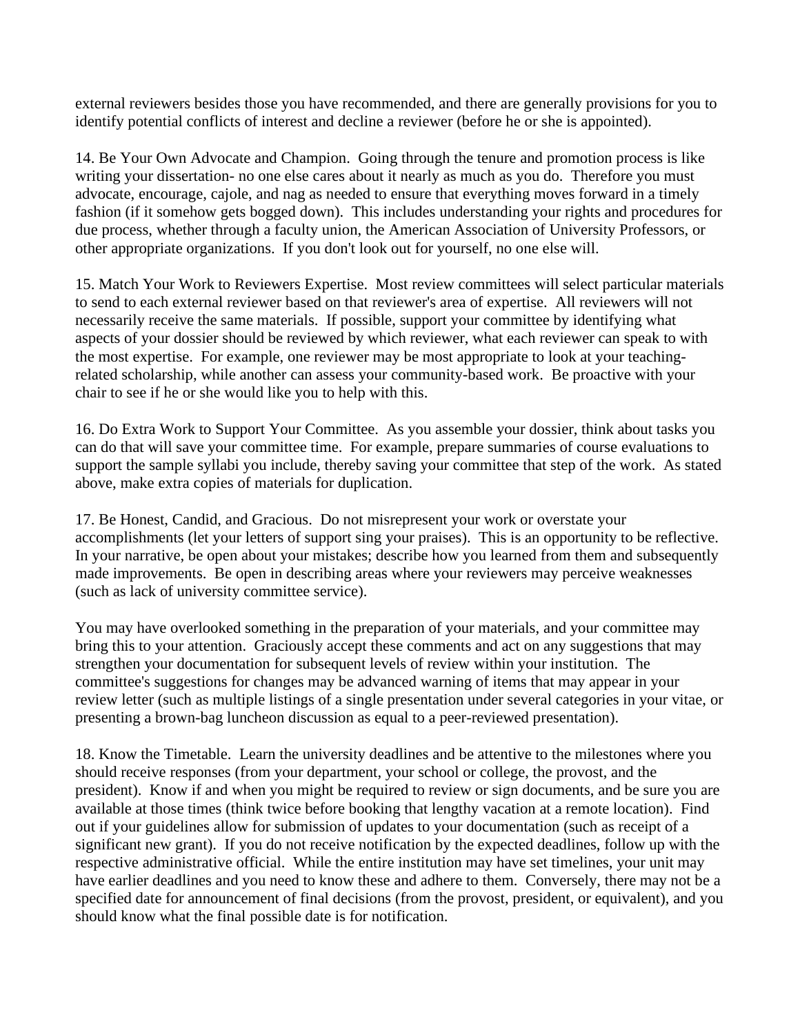external reviewers besides those you have recommended, and there are generally provisions for you to identify potential conflicts of interest and decline a reviewer (before he or she is appointed).

14. Be Your Own Advocate and Champion. Going through the tenure and promotion process is like writing your dissertation- no one else cares about it nearly as much as you do. Therefore you must advocate, encourage, cajole, and nag as needed to ensure that everything moves forward in a timely fashion (if it somehow gets bogged down). This includes understanding your rights and procedures for due process, whether through a faculty union, the American Association of University Professors, or other appropriate organizations. If you don't look out for yourself, no one else will.

15. Match Your Work to Reviewers Expertise. Most review committees will select particular materials to send to each external reviewer based on that reviewer's area of expertise. All reviewers will not necessarily receive the same materials. If possible, support your committee by identifying what aspects of your dossier should be reviewed by which reviewer, what each reviewer can speak to with the most expertise. For example, one reviewer may be most appropriate to look at your teaching-related scholarship, while another can assess your community-based work. Be proactive with your chair to see if he or she would like you to help with this.

16. Do Extra Work to Support Your Committee. As you assemble your dossier, think about tasks you can do that will save your committee time. For example, prepare summaries of course evaluations to support the sample syllabi you include, thereby saving your committee that step of the work. As stated above, make extra copies of materials for duplication.

17. Be Honest, Candid, and Gracious. Do not misrepresent your work or overstate your accomplishments (let your letters of support sing your praises). This is an opportunity to be reflective. In your narrative, be open about your mistakes; describe how you learned from them and subsequently made improvements. Be open in describing areas where your reviewers may perceive weaknesses (such as lack of university committee service).

You may have overlooked something in the preparation of your materials, and your committee may bring this to your attention. Graciously accept these comments and act on any suggestions that may strengthen your documentation for subsequent levels of review within your institution. The committee's suggestions for changes may be advanced warning of items that may appear in your review letter (such as multiple listings of a single presentation under several categories in your vitae, or presenting a brown-bag luncheon discussion as equal to a peer-reviewed presentation).

18. Know the Timetable. Learn the university deadlines and be attentive to the milestones where you should receive responses (from your department, your school or college, the provost, and the president). Know if and when you might be required to review or sign documents, and be sure you are available at those times (think twice before booking that lengthy vacation at a remote location). Find out if your guidelines allow for submission of updates to your documentation (such as receipt of a significant new grant). If you do not receive notification by the expected deadlines, follow up with the respective administrative official. While the entire institution may have set timelines, your unit may have earlier deadlines and you need to know these and adhere to them. Conversely, there may not be a specified date for announcement of final decisions (from the provost, president, or equivalent), and you should know what the final possible date is for notification.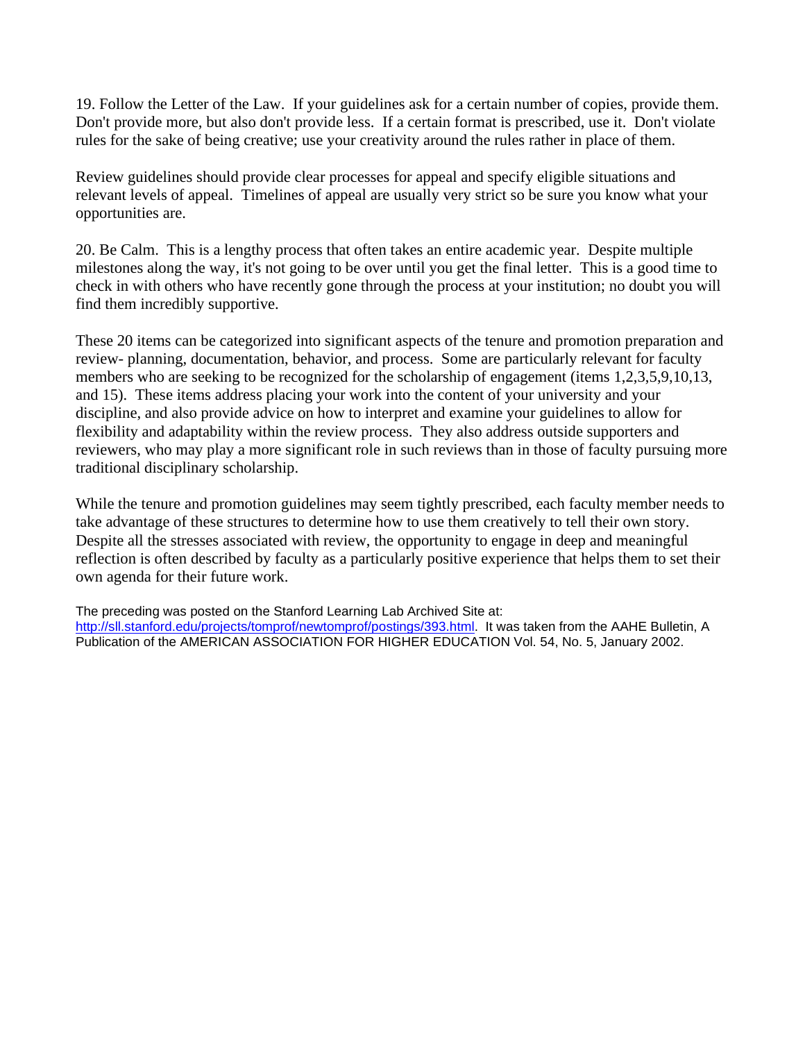19. Follow the Letter of the Law. If your guidelines ask for a certain number of copies, provide them. Don't provide more, but also don't provide less. If a certain format is prescribed, use it. Don't violate rules for the sake of being creative; use your creativity around the rules rather in place of them.

Review guidelines should provide clear processes for appeal and specify eligible situations and relevant levels of appeal. Timelines of appeal are usually very strict so be sure you know what your opportunities are.

20. Be Calm. This is a lengthy process that often takes an entire academic year. Despite multiple milestones along the way, it's not going to be over until you get the final letter. This is a good time to check in with others who have recently gone through the process at your institution; no doubt you will find them incredibly supportive.

These 20 items can be categorized into significant aspects of the tenure and promotion preparation and review- planning, documentation, behavior, and process. Some are particularly relevant for faculty members who are seeking to be recognized for the scholarship of engagement (items 1,2,3,5,9,10,13, and 15). These items address placing your work into the content of your university and your discipline, and also provide advice on how to interpret and examine your guidelines to allow for flexibility and adaptability within the review process. They also address outside supporters and reviewers, who may play a more significant role in such reviews than in those of faculty pursuing more traditional disciplinary scholarship.

While the tenure and promotion guidelines may seem tightly prescribed, each faculty member needs to take advantage of these structures to determine how to use them creatively to tell their own story. Despite all the stresses associated with review, the opportunity to engage in deep and meaningful reflection is often described by faculty as a particularly positive experience that helps them to set their own agenda for their future work.

The preceding was posted on the Stanford Learning Lab Archived Site at: http://sll.stanford.edu/projects/tomprof/newtomprof/postings/393.html. It was taken from the AAHE Bulletin, A Publication of the AMERICAN ASSOCIATION FOR HIGHER EDUCATION Vol. 54, No. 5, January 2002.